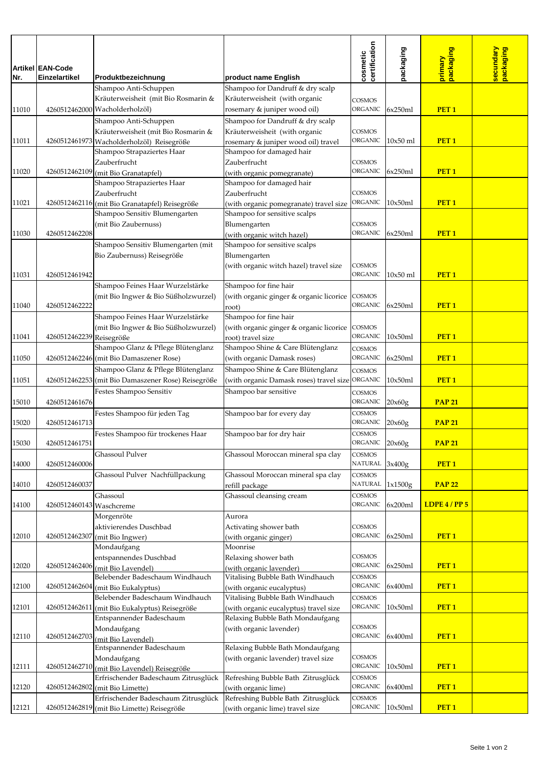| Artikel Nr. | EAN-Code Einzelartikel | Produktbezeichnung | product name English | cosmetic certification | packaging | primary packaging | secundary packaging |
|---|---|---|---|---|---|---|---|
| 11010 | 4260512462000 | Shampoo Anti-Schuppen Kräuterweisheit (mit Bio Rosmarin & Wacholderholzöl) | Shampoo for Dandruff & dry scalp Kräuterweisheit (with organic rosemary & juniper wood oil) | COSMOS ORGANIC | 6x250ml | **PET 1** | |
| 11011 | 4260512461973 | Shampoo Anti-Schuppen Kräuterweisheit (mit Bio Rosmarin & Wacholderholzöl) Reisegröße | Shampoo for Dandruff & dry scalp Kräuterweisheit (with organic rosemary & juniper wood oil) travel | COSMOS ORGANIC | 10x50 ml | **PET 1** | |
| 11020 | 4260512462109 | Shampoo Strapaziertes Haar Zauberfrucht (mit Bio Granatapfel) | Shampoo for damaged hair Zauberfrucht (with organic pomegranate) | COSMOS ORGANIC | 6x250ml | **PET 1** | |
| 11021 | 4260512462116 | Shampoo Strapaziertes Haar Zauberfrucht (mit Bio Granatapfel) Reisegröße | Shampoo for damaged hair Zauberfrucht (with organic pomegranate) travel size | COSMOS ORGANIC | 10x50ml | **PET 1** | |
| 11030 | 4260512462208 | Shampoo Sensitiv Blumengarten (mit Bio Zaubernuss) | Shampoo for sensitive scalps Blumengarten (with organic witch hazel) | COSMOS ORGANIC | 6x250ml | **PET 1** | |
| 11031 | 4260512461942 | Shampoo Sensitiv Blumengarten (mit Bio Zaubernuss) Reisegröße | Shampoo for sensitive scalps Blumengarten (with organic witch hazel) travel size | COSMOS ORGANIC | 10x50 ml | **PET 1** | |
| 11040 | 4260512462222 | Shampoo Feines Haar Wurzelstärke (mit Bio Ingwer & Bio Süßholzwurzel) | Shampoo for fine hair (with organic ginger & organic licorice root) | COSMOS ORGANIC | 6x250ml | **PET 1** | |
| 11041 | 4260512462239 | Shampoo Feines Haar Wurzelstärke (mit Bio Ingwer & Bio Süßholzwurzel) Reisegröße | Shampoo for fine hair (with organic ginger & organic licorice root) travel size | COSMOS ORGANIC | 10x50ml | **PET 1** | |
| 11050 | 4260512462246 | Shampoo Glanz & Pflege Blütenglanz (mit Bio Damaszener Rose) | Shampoo Shine & Care Blütenglanz (with organic Damask roses) | COSMOS ORGANIC | 6x250ml | **PET 1** | |
| 11051 | 4260512462253 | Shampoo Glanz & Pflege Blütenglanz (mit Bio Damaszener Rose) Reisegröße | Shampoo Shine & Care Blütenglanz (with organic Damask roses) travel size | COSMOS ORGANIC | 10x50ml | **PET 1** | |
| 15010 | 4260512461676 | Festes Shampoo Sensitiv | Shampoo bar sensitive | COSMOS ORGANIC | 20x60g | **PAP 21** | |
| 15020 | 4260512461713 | Festes Shampoo für jeden Tag | Shampoo bar for every day | COSMOS ORGANIC | 20x60g | **PAP 21** | |
| 15030 | 4260512461751 | Festes Shampoo für trockenes Haar | Shampoo bar for dry hair | COSMOS ORGANIC | 20x60g | **PAP 21** | |
| 14000 | 4260512460006 | Ghassoul Pulver | Ghassoul Moroccan mineral spa clay | COSMOS NATURAL | 3x400g | **PET 1** | |
| 14010 | 4260512460037 | Ghassoul Pulver Nachfüllpackung | Ghassoul Moroccan mineral spa clay refill package | COSMOS NATURAL | 1x1500g | **PAP 22** | |
| 14100 | 4260512460143 | Ghassoul Waschcreme | Ghassoul cleansing cream | COSMOS ORGANIC | 6x200ml | **LDPE 4 / PP 5** | |
| 12010 | 4260512462307 | Morgenröte aktivierendes Duschbad (mit Bio Ingwer) | Aurora Activating shower bath (with organic ginger) | COSMOS ORGANIC | 6x250ml | **PET 1** | |
| 12020 | 4260512462406 | Mondaufgang entspannendes Duschbad (mit Bio Lavendel) | Moonrise Relaxing shower bath (with organic lavender) | COSMOS ORGANIC | 6x250ml | **PET 1** | |
| 12100 | 4260512462604 | Belebender Badeschaum Windhauch (mit Bio Eukalyptus) | Vitalising Bubble Bath Windhauch (with organic eucalyptus) | COSMOS ORGANIC | 6x400ml | **PET 1** | |
| 12101 | 4260512462611 | Belebender Badeschaum Windhauch (mit Bio Eukalyptus) Reisegröße | Vitalising Bubble Bath Windhauch (with organic eucalyptus) travel size | COSMOS ORGANIC | 10x50ml | **PET 1** | |
| 12110 | 4260512462703 | Entspannender Badeschaum Mondaufgang (mit Bio Lavendel) | Relaxing Bubble Bath Mondaufgang (with organic lavender) | COSMOS ORGANIC | 6x400ml | **PET 1** | |
| 12111 | 4260512462710 | Entspannender Badeschaum Mondaufgang (mit Bio Lavendel) Reisegröße | Relaxing Bubble Bath Mondaufgang (with organic lavender) travel size | COSMOS ORGANIC | 10x50ml | **PET 1** | |
| 12120 | 4260512462802 | Erfrischender Badeschaum Zitrusglück (mit Bio Limette) | Refreshing Bubble Bath Zitrusglück (with organic lime) | COSMOS ORGANIC | 6x400ml | **PET 1** | |
| 12121 | 4260512462819 | Erfrischender Badeschaum Zitrusglück (mit Bio Limette) Reisegröße | Refreshing Bubble Bath Zitrusglück (with organic lime) travel size | COSMOS ORGANIC | 10x50ml | **PET 1** | |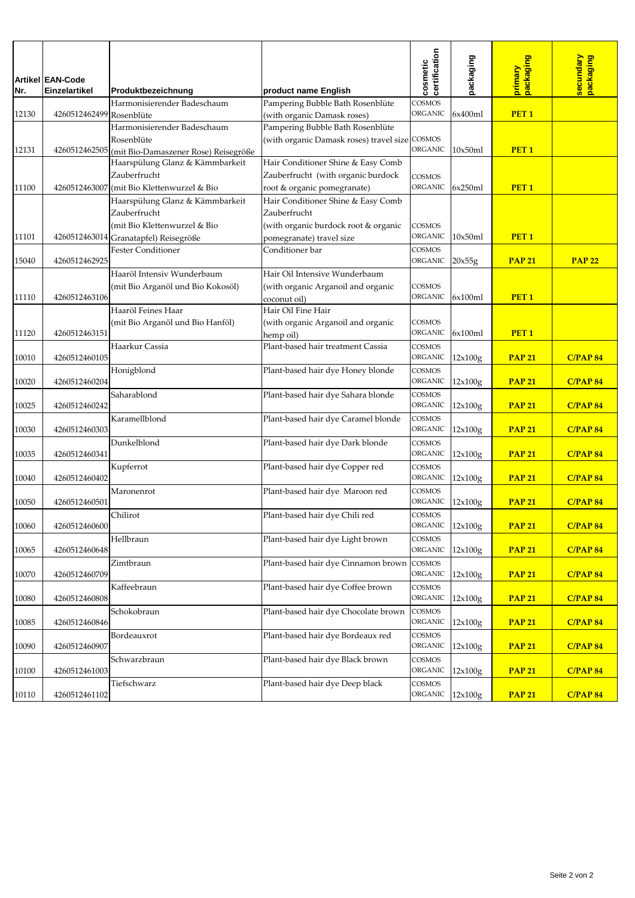| Artikel Nr. | EAN-Code Einzelartikel | Produktbezeichnung | product name English | cosmetic certification | packaging | primary packaging | secundary packaging |
|---|---|---|---|---|---|---|---|
| 12130 | 4260512462499 | Harmonisierender Badeschaum Rosenblüte | Pampering Bubble Bath Rosenblüte (with organic Damask roses) | COSMOS ORGANIC | 6x400ml | **PET 1** | |
| 12131 | 4260512462505 | Harmonisierender Badeschaum Rosenblüte (mit Bio-Damaszener Rose) Reisegröße | Pampering Bubble Bath Rosenblüte (with organic Damask roses) travel size | COSMOS ORGANIC | 10x50ml | **PET 1** | |
| 11100 | 4260512463007 | Haarspülung Glanz & Kämmbarkeit Zauberfrucht (mit Bio Klettenwurzel & Bio | Hair Conditioner Shine & Easy Comb Zauberfrucht (with organic burdock root & organic pomegranate) | COSMOS ORGANIC | 6x250ml | **PET 1** | |
| 11101 | 4260512463014 | Haarspülung Glanz & Kämmbarkeit Zauberfrucht (mit Bio Klettenwurzel & Bio Granatapfel) Reisegröße | Hair Conditioner Shine & Easy Comb Zauberfrucht (with organic burdock root & organic pomegranate) travel size | COSMOS ORGANIC | 10x50ml | **PET 1** | |
| 15040 | 4260512462925 | Fester Conditioner | Conditioner bar | COSMOS ORGANIC | 20x55g | **PAP 21** | **PAP 22** |
| 11110 | 4260512463106 | Haaröl Intensiv Wunderbaum (mit Bio Arganöl und Bio Kokosöl) | Hair Oil Intensive Wunderbaum (with organic Arganoil and organic coconut oil) | COSMOS ORGANIC | 6x100ml | **PET 1** | |
| 11120 | 4260512463151 | Haaröl Feines Haar (mit Bio Arganöl und Bio Hanföl) | Hair Oil Fine Hair (with organic Arganoil and organic hemp oil) | COSMOS ORGANIC | 6x100ml | **PET 1** | |
| 10010 | 4260512460105 | Haarkur Cassia | Plant-based hair treatment Cassia | COSMOS ORGANIC | 12x100g | **PAP 21** | **C/PAP 84** |
| 10020 | 4260512460204 | Honigblond | Plant-based hair dye Honey blonde | COSMOS ORGANIC | 12x100g | **PAP 21** | **C/PAP 84** |
| 10025 | 4260512460242 | Saharablond | Plant-based hair dye Sahara blonde | COSMOS ORGANIC | 12x100g | **PAP 21** | **C/PAP 84** |
| 10030 | 4260512460303 | Karamellblond | Plant-based hair dye Caramel blonde | COSMOS ORGANIC | 12x100g | **PAP 21** | **C/PAP 84** |
| 10035 | 4260512460341 | Dunkelblond | Plant-based hair dye Dark blonde | COSMOS ORGANIC | 12x100g | **PAP 21** | **C/PAP 84** |
| 10040 | 4260512460402 | Kupferrot | Plant-based hair dye Copper red | COSMOS ORGANIC | 12x100g | **PAP 21** | **C/PAP 84** |
| 10050 | 4260512460501 | Maronenrot | Plant-based hair dye Maroon red | COSMOS ORGANIC | 12x100g | **PAP 21** | **C/PAP 84** |
| 10060 | 4260512460600 | Chilirot | Plant-based hair dye Chili red | COSMOS ORGANIC | 12x100g | **PAP 21** | **C/PAP 84** |
| 10065 | 4260512460648 | Hellbraun | Plant-based hair dye Light brown | COSMOS ORGANIC | 12x100g | **PAP 21** | **C/PAP 84** |
| 10070 | 4260512460709 | Zimtbraun | Plant-based hair dye Cinnamon brown | COSMOS ORGANIC | 12x100g | **PAP 21** | **C/PAP 84** |
| 10080 | 4260512460808 | Kaffeebraun | Plant-based hair dye Coffee brown | COSMOS ORGANIC | 12x100g | **PAP 21** | **C/PAP 84** |
| 10085 | 4260512460846 | Schokobraun | Plant-based hair dye Chocolate brown | COSMOS ORGANIC | 12x100g | **PAP 21** | **C/PAP 84** |
| 10090 | 4260512460907 | Bordeauxrot | Plant-based hair dye Bordeaux red | COSMOS ORGANIC | 12x100g | **PAP 21** | **C/PAP 84** |
| 10100 | 4260512461003 | Schwarzbraun | Plant-based hair dye Black brown | COSMOS ORGANIC | 12x100g | **PAP 21** | **C/PAP 84** |
| 10110 | 4260512461102 | Tiefschwarz | Plant-based hair dye Deep black | COSMOS ORGANIC | 12x100g | **PAP 21** | **C/PAP 84** |